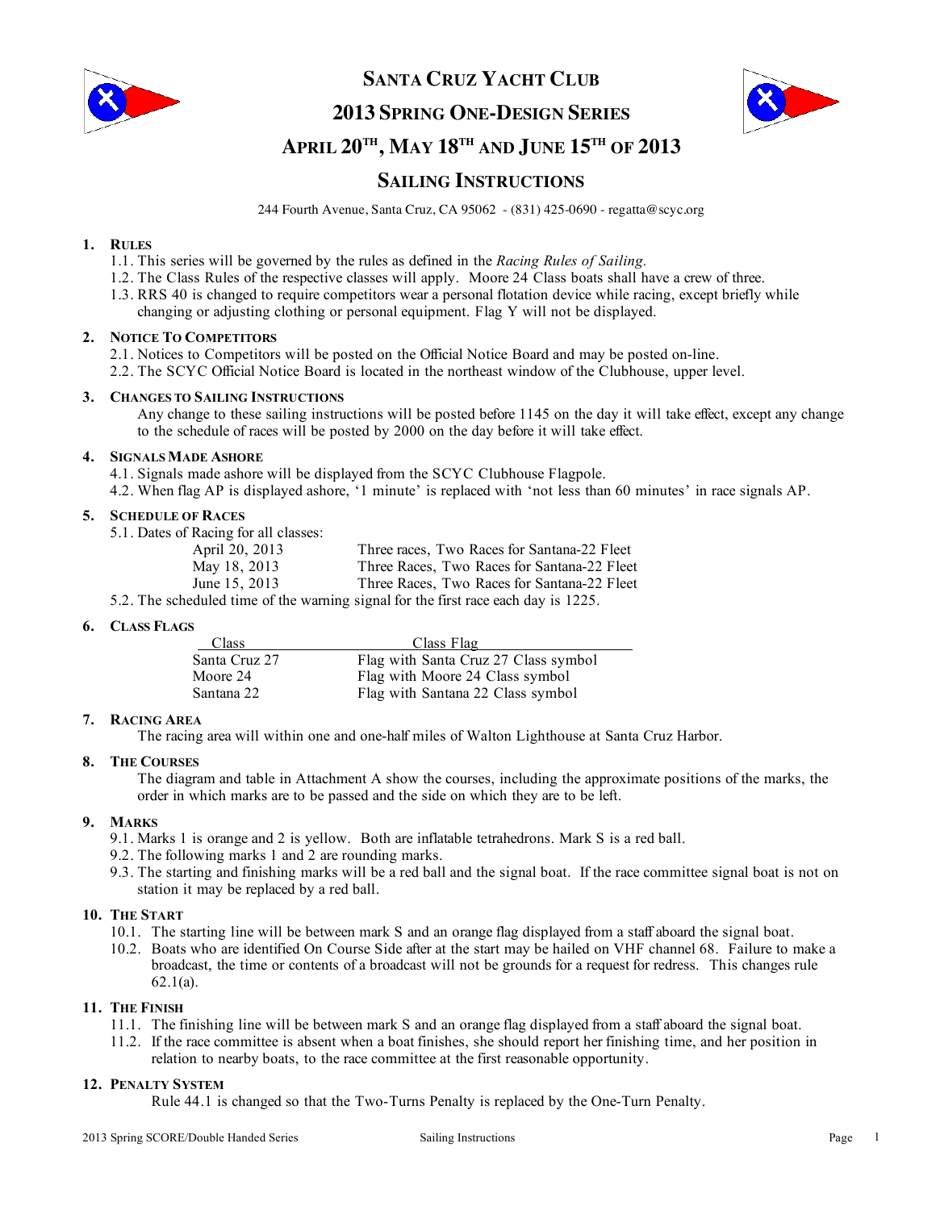# SANTA CRUZ YACHT CLUB

## 2013 SPRING ONE-DESIGN SERIES

## APRIL 20TH, MAY 18TH AND JUNE 15TH OF 2013

## SAILING INSTRUCTIONS

244 Fourth Avenue, Santa Cruz, CA 95062 - (831) 425-0690 - regatta@scyc.org

**1. RULES**

1.1. This series will be governed by the rules as defined in the *Racing Rules of Sailing.*

1.2. The Class Rules of the respective classes will apply. Moore 24 Class boats shall have a crew of three.

1.3. RRS 40 is changed to require competitors wear a personal flotation device while racing, except briefly while changing or adjusting clothing or personal equipment. Flag Y will not be displayed.

**2. NOTICE TO COMPETITORS**

2.1. Notices to Competitors will be posted on the Official Notice Board and may be posted on-line.

2.2. The SCYC Official Notice Board is located in the northeast window of the Clubhouse, upper level.

**3. CHANGES TO SAILING INSTRUCTIONS**

Any change to these sailing instructions will be posted before 1145 on the day it will take effect, except any change to the schedule of races will be posted by 2000 on the day before it will take effect.

**4. SIGNALS MADE ASHORE**

4.1. Signals made ashore will be displayed from the SCYC Clubhouse Flagpole.

4.2. When flag AP is displayed ashore, '1 minute' is replaced with 'not less than 60 minutes' in race signals AP.

**5. SCHEDULE OF RACES**

5.1. Dates of Racing for all classes:

| | |
|---|---|
| April 20, 2013 | Three races, Two Races for Santana-22 Fleet |
| May 18, 2013 | Three Races, Two Races for Santana-22 Fleet |
| June 15, 2013 | Three Races, Two Races for Santana-22 Fleet |

5.2. The scheduled time of the warning signal for the first race each day is 1225.

**6. CLASS FLAGS**

| Class | Class Flag |
|---|---|
| Santa Cruz 27 | Flag with Santa Cruz 27 Class symbol |
| Moore 24 | Flag with Moore 24 Class symbol |
| Santana 22 | Flag with Santana 22 Class symbol |

**7. RACING AREA**

The racing area will within one and one-half miles of Walton Lighthouse at Santa Cruz Harbor.

**8. THE COURSES**

The diagram and table in Attachment A show the courses, including the approximate positions of the marks, the order in which marks are to be passed and the side on which they are to be left.

**9. MARKS**

9.1. Marks 1 is orange and 2 is yellow. Both are inflatable tetrahedrons. Mark S is a red ball.

9.2. The following marks 1 and 2 are rounding marks.

9.3. The starting and finishing marks will be a red ball and the signal boat. If the race committee signal boat is not on station it may be replaced by a red ball.

**10. THE START**

10.1. The starting line will be between mark S and an orange flag displayed from a staff aboard the signal boat.

10.2. Boats who are identified On Course Side after at the start may be hailed on VHF channel 68. Failure to make a broadcast, the time or contents of a broadcast will not be grounds for a request for redress. This changes rule 62.1(a).

**11. THE FINISH**

11.1. The finishing line will be between mark S and an orange flag displayed from a staff aboard the signal boat.

11.2. If the race committee is absent when a boat finishes, she should report her finishing time, and her position in relation to nearby boats, to the race committee at the first reasonable opportunity.

**12. PENALTY SYSTEM**

Rule 44.1 is changed so that the Two-Turns Penalty is replaced by the One-Turn Penalty.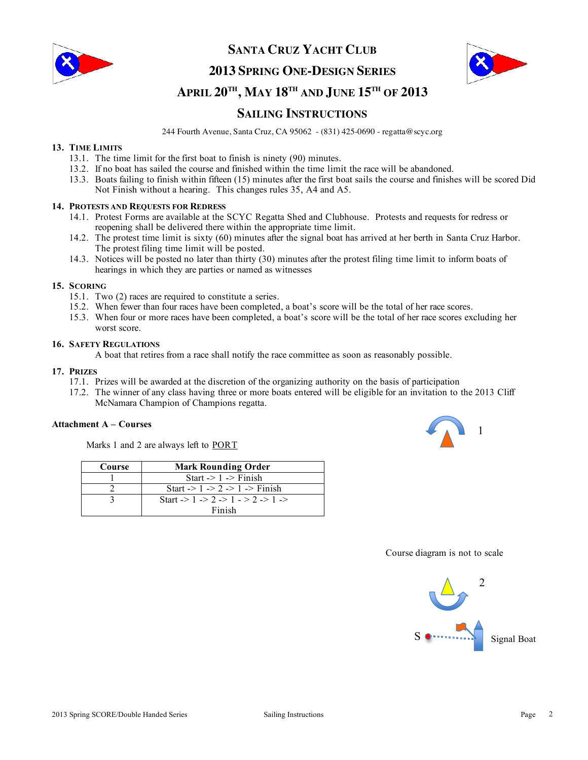# Santa Cruz Yacht Club

## 2013 Spring One-Design Series

## April 20th, May 18th and June 15th of 2013

## Sailing Instructions

244 Fourth Avenue, Santa Cruz, CA 95062 - (831) 425-0690 - regatta@scyc.org

### 13. Time Limits

13.1. The time limit for the first boat to finish is ninety (90) minutes.

13.2. If no boat has sailed the course and finished within the time limit the race will be abandoned.

13.3. Boats failing to finish within fifteen (15) minutes after the first boat sails the course and finishes will be scored Did Not Finish without a hearing. This changes rules 35, A4 and A5.

### 14. Protests and Requests for Redress

14.1. Protest Forms are available at the SCYC Regatta Shed and Clubhouse. Protests and requests for redress or reopening shall be delivered there within the appropriate time limit.

14.2. The protest time limit is sixty (60) minutes after the signal boat has arrived at her berth in Santa Cruz Harbor. The protest filing time limit will be posted.

14.3. Notices will be posted no later than thirty (30) minutes after the protest filing time limit to inform boats of hearings in which they are parties or named as witnesses

### 15. Scoring

15.1. Two (2) races are required to constitute a series.

15.2. When fewer than four races have been completed, a boat's score will be the total of her race scores.

15.3. When four or more races have been completed, a boat's score will be the total of her race scores excluding her worst score.

### 16. Safety Regulations

A boat that retires from a race shall notify the race committee as soon as reasonably possible.

### 17. Prizes

17.1. Prizes will be awarded at the discretion of the organizing authority on the basis of participation

17.2. The winner of any class having three or more boats entered will be eligible for an invitation to the 2013 Cliff McNamara Champion of Champions regatta.

**Attachment A – Courses**

Marks 1 and 2 are always left to PORT

| Course | Mark Rounding Order |
|---|---|
| 1 | Start -> 1 -> Finish |
| 2 | Start -> 1 -> 2 -> 1 -> Finish |
| 3 | Start -> 1 -> 2 -> 1 - > 2 -> 1 -> Finish |

1

Course diagram is not to scale

2

S

Signal Boat